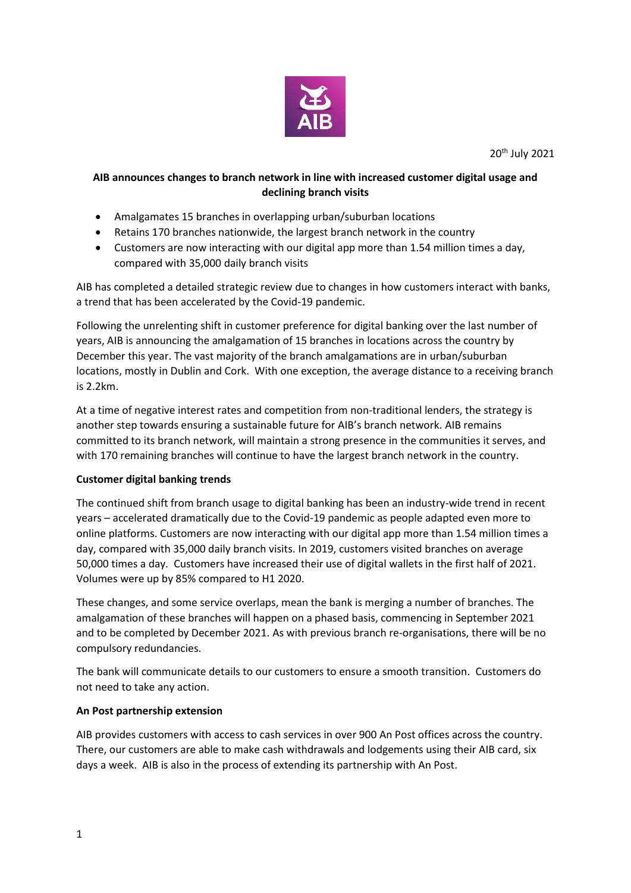20th July 2021

**AIB announces changes to branch network in line with increased customer digital usage and declining branch visits**

- Amalgamates 15 branches in overlapping urban/suburban locations
- Retains 170 branches nationwide, the largest branch network in the country
- Customers are now interacting with our digital app more than 1.54 million times a day, compared with 35,000 daily branch visits

AIB has completed a detailed strategic review due to changes in how customers interact with banks, a trend that has been accelerated by the Covid-19 pandemic.

Following the unrelenting shift in customer preference for digital banking over the last number of years, AIB is announcing the amalgamation of 15 branches in locations across the country by December this year. The vast majority of the branch amalgamations are in urban/suburban locations, mostly in Dublin and Cork. With one exception, the average distance to a receiving branch is 2.2km.

At a time of negative interest rates and competition from non-traditional lenders, the strategy is another step towards ensuring a sustainable future for AIB's branch network. AIB remains committed to its branch network, will maintain a strong presence in the communities it serves, and with 170 remaining branches will continue to have the largest branch network in the country.

**Customer digital banking trends**

The continued shift from branch usage to digital banking has been an industry-wide trend in recent years – accelerated dramatically due to the Covid-19 pandemic as people adapted even more to online platforms. Customers are now interacting with our digital app more than 1.54 million times a day, compared with 35,000 daily branch visits. In 2019, customers visited branches on average 50,000 times a day. Customers have increased their use of digital wallets in the first half of 2021. Volumes were up by 85% compared to H1 2020.

These changes, and some service overlaps, mean the bank is merging a number of branches. The amalgamation of these branches will happen on a phased basis, commencing in September 2021 and to be completed by December 2021. As with previous branch re-organisations, there will be no compulsory redundancies.

The bank will communicate details to our customers to ensure a smooth transition. Customers do not need to take any action.

**An Post partnership extension**

AIB provides customers with access to cash services in over 900 An Post offices across the country. There, our customers are able to make cash withdrawals and lodgements using their AIB card, six days a week. AIB is also in the process of extending its partnership with An Post.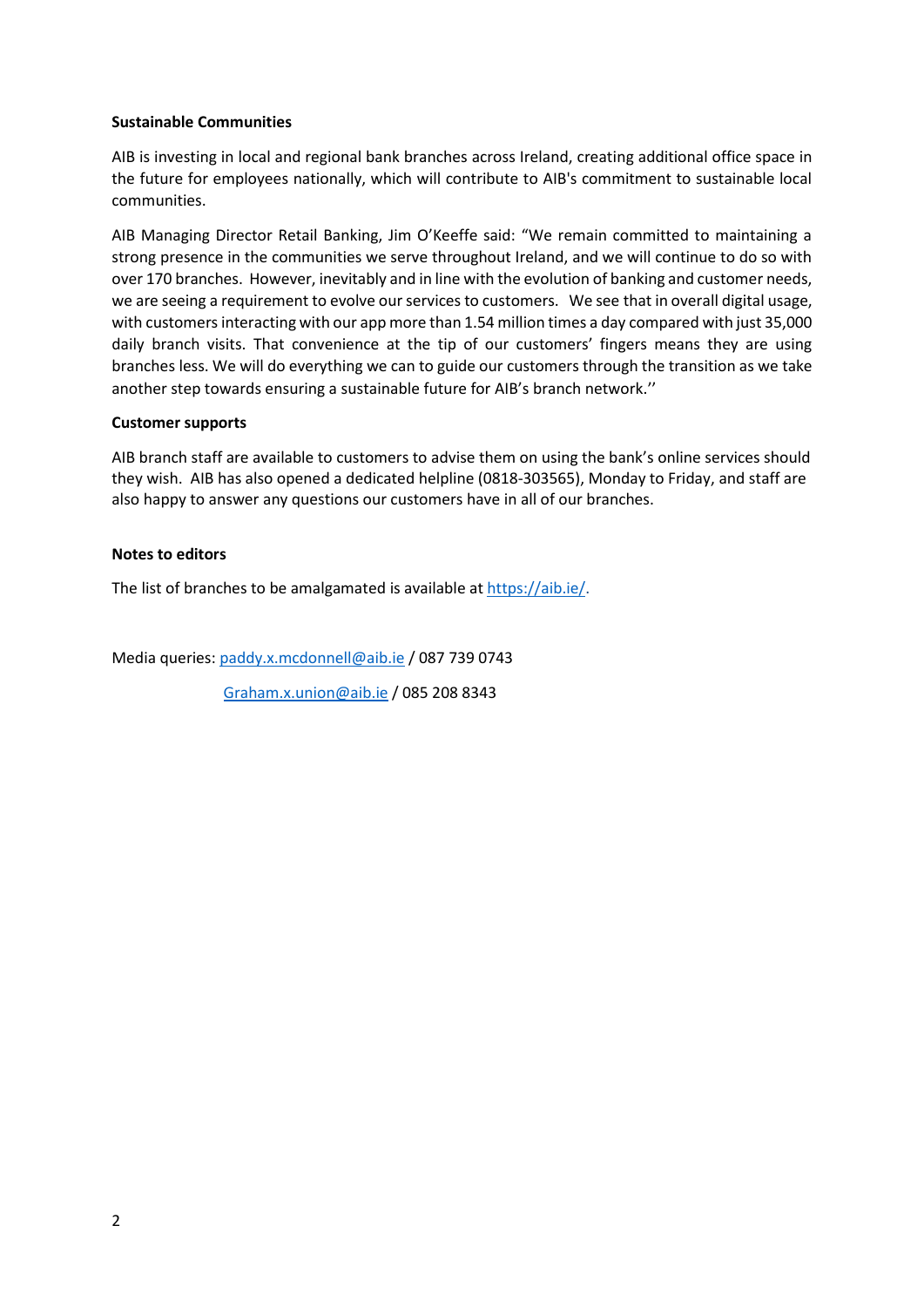**Sustainable Communities**

AIB is investing in local and regional bank branches across Ireland, creating additional office space in the future for employees nationally, which will contribute to AIB's commitment to sustainable local communities.

AIB Managing Director Retail Banking, Jim O'Keeffe said: "We remain committed to maintaining a strong presence in the communities we serve throughout Ireland, and we will continue to do so with over 170 branches. However, inevitably and in line with the evolution of banking and customer needs, we are seeing a requirement to evolve our services to customers. We see that in overall digital usage, with customers interacting with our app more than 1.54 million times a day compared with just 35,000 daily branch visits. That convenience at the tip of our customers' fingers means they are using branches less. We will do everything we can to guide our customers through the transition as we take another step towards ensuring a sustainable future for AIB's branch network.''

**Customer supports**

AIB branch staff are available to customers to advise them on using the bank's online services should they wish. AIB has also opened a dedicated helpline (0818-303565), Monday to Friday, and staff are also happy to answer any questions our customers have in all of our branches.

**Notes to editors**

The list of branches to be amalgamated is available at [https://aib.ie/](https://aib.ie/).

Media queries: [paddy.x.mcdonnell@aib.ie](mailto:paddy.x.mcdonnell@aib.ie) / 087 739 0743

[Graham.x.union@aib.ie](mailto:Graham.x.union@aib.ie) / 085 208 8343